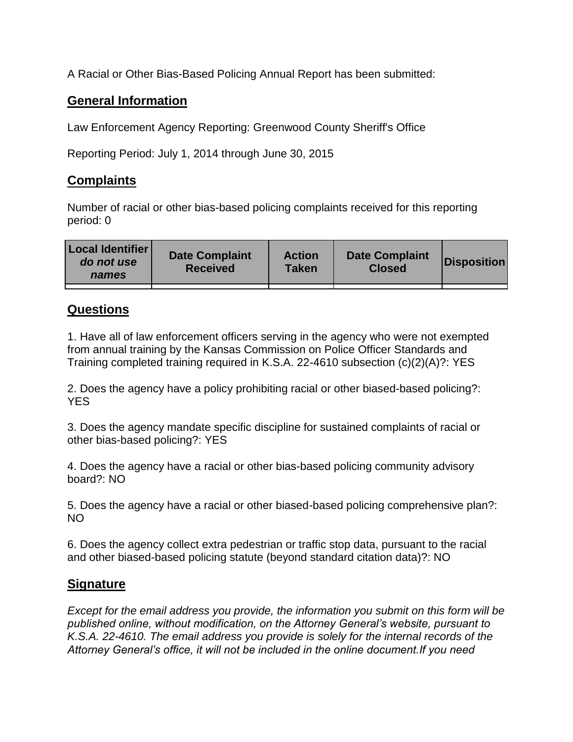A Racial or Other Bias-Based Policing Annual Report has been submitted:

## General Information

Law Enforcement Agency Reporting: Greenwood County Sheriff's Office

Reporting Period: July 1, 2014 through June 30, 2015

## Complaints

Number of racial or other bias-based policing complaints received for this reporting period: 0

| Local Identifier *do not use names* | Date Complaint Received | Action Taken | Date Complaint Closed | Disposition |
|---|---|---|---|---|
| | | | | |

## Questions

1. Have all of law enforcement officers serving in the agency who were not exempted from annual training by the Kansas Commission on Police Officer Standards and Training completed training required in K.S.A. 22-4610 subsection (c)(2)(A)?: YES

2. Does the agency have a policy prohibiting racial or other biased-based policing?: YES

3. Does the agency mandate specific discipline for sustained complaints of racial or other bias-based policing?: YES

4. Does the agency have a racial or other bias-based policing community advisory board?: NO

5. Does the agency have a racial or other biased-based policing comprehensive plan?: NO

6. Does the agency collect extra pedestrian or traffic stop data, pursuant to the racial and other biased-based policing statute (beyond standard citation data)?: NO

## Signature

*Except for the email address you provide, the information you submit on this form will be published online, without modification, on the Attorney General's website, pursuant to K.S.A. 22-4610. The email address you provide is solely for the internal records of the Attorney General's office, it will not be included in the online document.If you need*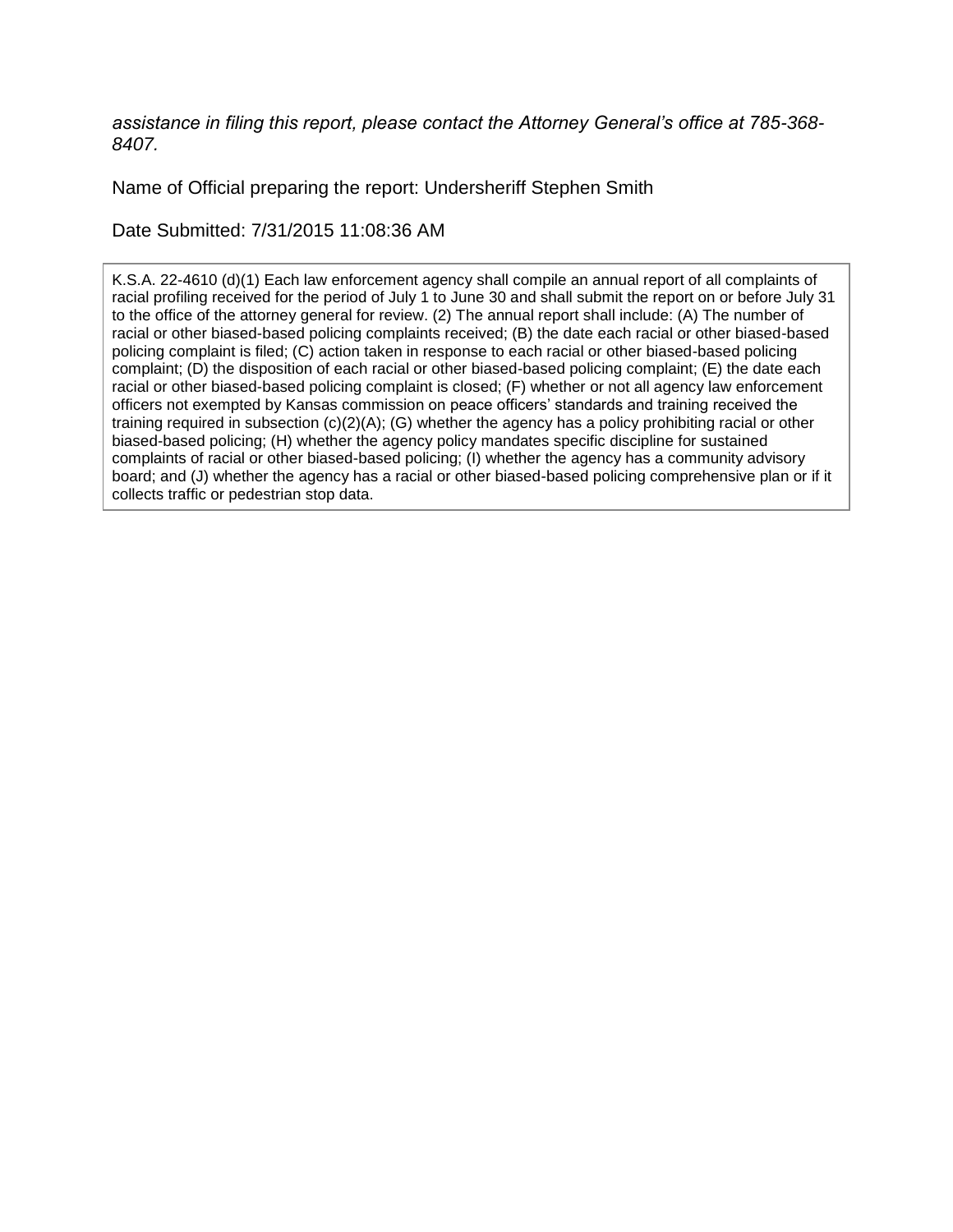*assistance in filing this report, please contact the Attorney General's office at 785-368-8407.*

Name of Official preparing the report: Undersheriff Stephen Smith

Date Submitted: 7/31/2015 11:08:36 AM

K.S.A. 22-4610 (d)(1) Each law enforcement agency shall compile an annual report of all complaints of racial profiling received for the period of July 1 to June 30 and shall submit the report on or before July 31 to the office of the attorney general for review. (2) The annual report shall include: (A) The number of racial or other biased-based policing complaints received; (B) the date each racial or other biased-based policing complaint is filed; (C) action taken in response to each racial or other biased-based policing complaint; (D) the disposition of each racial or other biased-based policing complaint; (E) the date each racial or other biased-based policing complaint is closed; (F) whether or not all agency law enforcement officers not exempted by Kansas commission on peace officers' standards and training received the training required in subsection (c)(2)(A); (G) whether the agency has a policy prohibiting racial or other biased-based policing; (H) whether the agency policy mandates specific discipline for sustained complaints of racial or other biased-based policing; (I) whether the agency has a community advisory board; and (J) whether the agency has a racial or other biased-based policing comprehensive plan or if it collects traffic or pedestrian stop data.